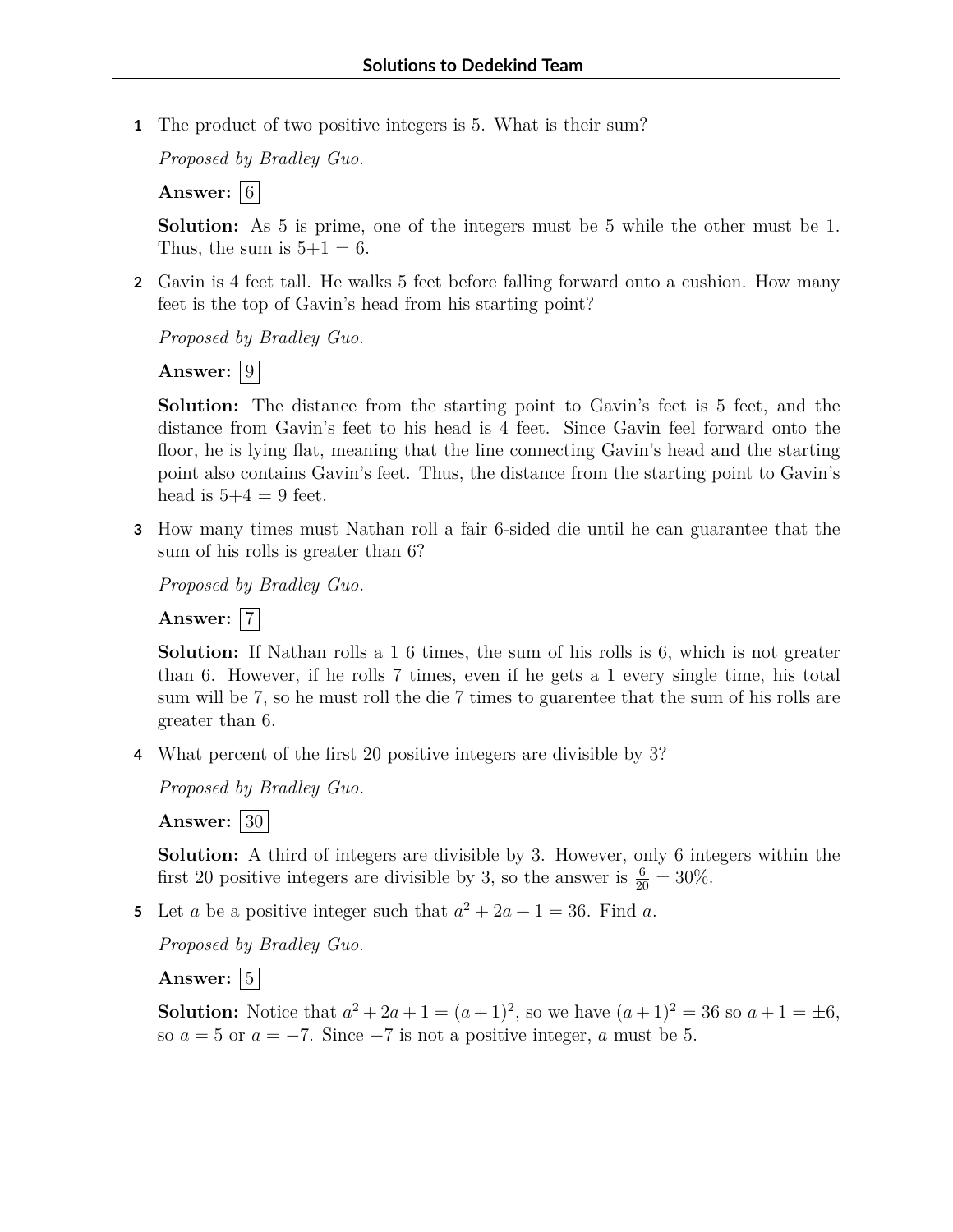# Solutions to Dedekind Team

**1** The product of two positive integers is 5. What is their sum?

*Proposed by Bradley Guo.*

**Answer:** $\boxed{6}$

**Solution:** As 5 is prime, one of the integers must be 5 while the other must be 1. Thus, the sum is $5+1 = 6$.

**2** Gavin is 4 feet tall. He walks 5 feet before falling forward onto a cushion. How many feet is the top of Gavin's head from his starting point?

*Proposed by Bradley Guo.*

**Answer:** $\boxed{9}$

**Solution:** The distance from the starting point to Gavin's feet is 5 feet, and the distance from Gavin's feet to his head is 4 feet. Since Gavin feel forward onto the floor, he is lying flat, meaning that the line connecting Gavin's head and the starting point also contains Gavin's feet. Thus, the distance from the starting point to Gavin's head is $5+4 = 9$ feet.

**3** How many times must Nathan roll a fair 6-sided die until he can guarantee that the sum of his rolls is greater than 6?

*Proposed by Bradley Guo.*

**Answer:** $\boxed{7}$

**Solution:** If Nathan rolls a 1 6 times, the sum of his rolls is 6, which is not greater than 6. However, if he rolls 7 times, even if he gets a 1 every single time, his total sum will be 7, so he must roll the die 7 times to guarentee that the sum of his rolls are greater than 6.

**4** What percent of the first 20 positive integers are divisible by 3?

*Proposed by Bradley Guo.*

**Answer:** $\boxed{30}$

**Solution:** A third of integers are divisible by 3. However, only 6 integers within the first 20 positive integers are divisible by 3, so the answer is $\frac{6}{20} = 30\%$.

**5** Let $a$ be a positive integer such that $a^2 + 2a + 1 = 36$. Find $a$.

*Proposed by Bradley Guo.*

**Answer:** $\boxed{5}$

**Solution:** Notice that $a^2 + 2a + 1 = (a+1)^2$, so we have $(a+1)^2 = 36$ so $a+1 = \pm 6$, so $a = 5$ or $a = -7$. Since $-7$ is not a positive integer, $a$ must be 5.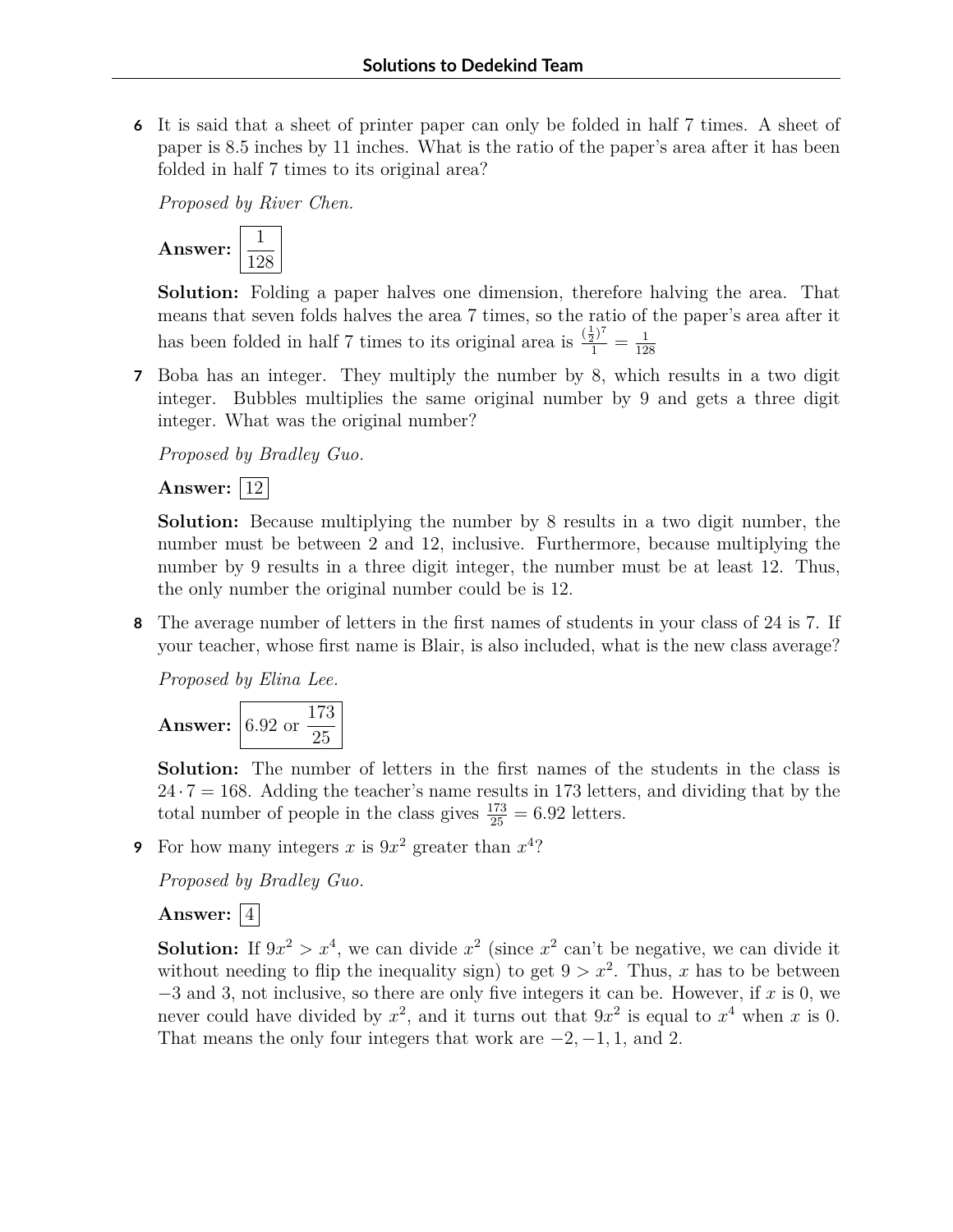**6** It is said that a sheet of printer paper can only be folded in half 7 times. A sheet of paper is 8.5 inches by 11 inches. What is the ratio of the paper's area after it has been folded in half 7 times to its original area?

*Proposed by River Chen.*

**Answer:** $\boxed{\frac{1}{128}}$

**Solution:** Folding a paper halves one dimension, therefore halving the area. That means that seven folds halves the area 7 times, so the ratio of the paper's area after it has been folded in half 7 times to its original area is $\frac{(\frac{1}{2})^7}{1} = \frac{1}{128}$

**7** Boba has an integer. They multiply the number by 8, which results in a two digit integer. Bubbles multiplies the same original number by 9 and gets a three digit integer. What was the original number?

*Proposed by Bradley Guo.*

**Answer:** $\boxed{12}$

**Solution:** Because multiplying the number by 8 results in a two digit number, the number must be between 2 and 12, inclusive. Furthermore, because multiplying the number by 9 results in a three digit integer, the number must be at least 12. Thus, the only number the original number could be is 12.

**8** The average number of letters in the first names of students in your class of 24 is 7. If your teacher, whose first name is Blair, is also included, what is the new class average?

*Proposed by Elina Lee.*

**Answer:** $\boxed{6.92 \text{ or } \frac{173}{25}}$

**Solution:** The number of letters in the first names of the students in the class is $24 \cdot 7 = 168$. Adding the teacher's name results in 173 letters, and dividing that by the total number of people in the class gives $\frac{173}{25} = 6.92$ letters.

**9** For how many integers $x$ is $9x^2$ greater than $x^4$?

*Proposed by Bradley Guo.*

**Answer:** $\boxed{4}$

**Solution:** If $9x^2 > x^4$, we can divide $x^2$ (since $x^2$ can't be negative, we can divide it without needing to flip the inequality sign) to get $9 > x^2$. Thus, $x$ has to be between $-3$ and 3, not inclusive, so there are only five integers it can be. However, if $x$ is 0, we never could have divided by $x^2$, and it turns out that $9x^2$ is equal to $x^4$ when $x$ is 0. That means the only four integers that work are $-2, -1, 1$, and 2.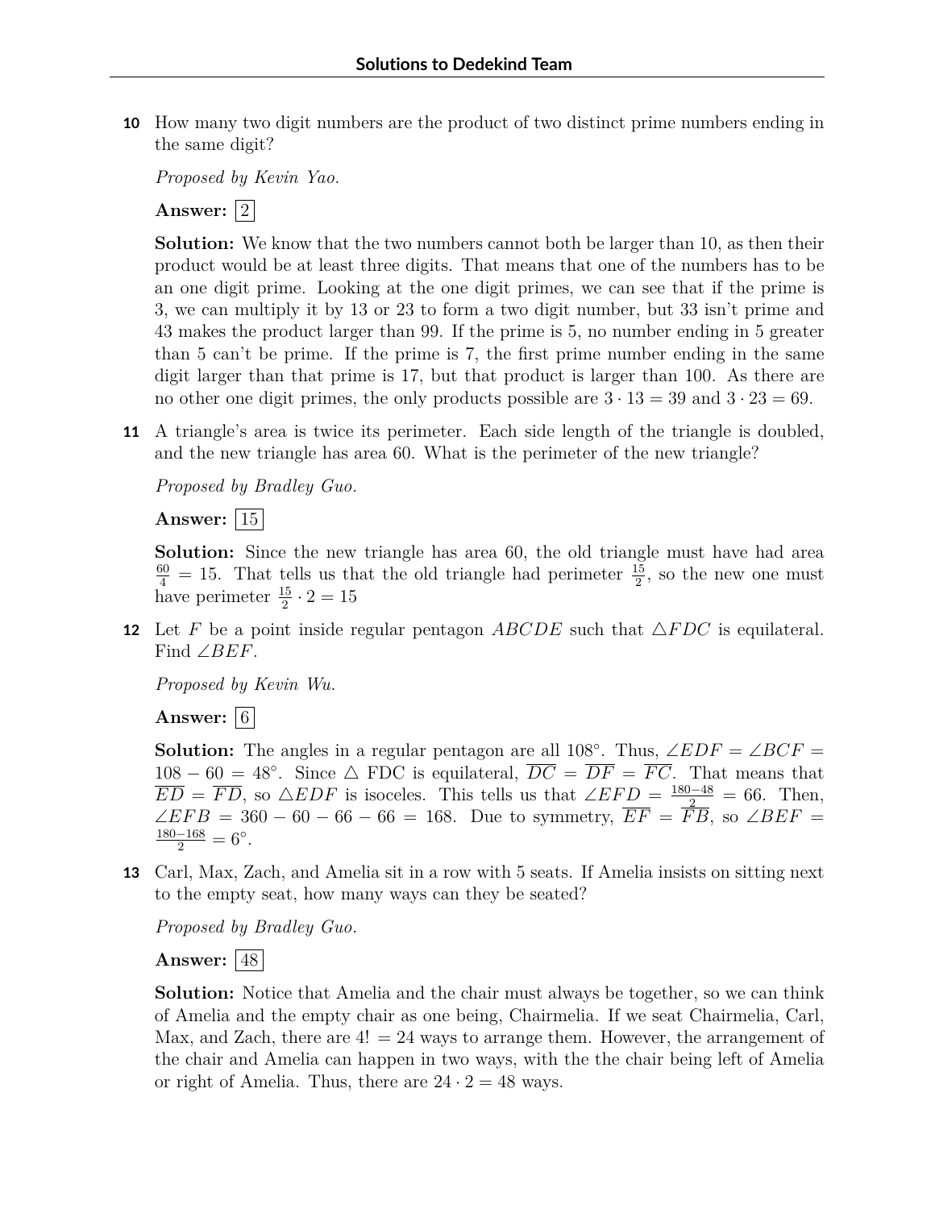**10** How many two digit numbers are the product of two distinct prime numbers ending in the same digit?

*Proposed by Kevin Yao.*

**Answer:** $\boxed{2}$

**Solution:** We know that the two numbers cannot both be larger than 10, as then their product would be at least three digits. That means that one of the numbers has to be an one digit prime. Looking at the one digit primes, we can see that if the prime is 3, we can multiply it by 13 or 23 to form a two digit number, but 33 isn't prime and 43 makes the product larger than 99. If the prime is 5, no number ending in 5 greater than 5 can't be prime. If the prime is 7, the first prime number ending in the same digit larger than that prime is 17, but that product is larger than 100. As there are no other one digit primes, the only products possible are $3 \cdot 13 = 39$ and $3 \cdot 23 = 69$.

**11** A triangle's area is twice its perimeter. Each side length of the triangle is doubled, and the new triangle has area 60. What is the perimeter of the new triangle?

*Proposed by Bradley Guo.*

**Answer:** $\boxed{15}$

**Solution:** Since the new triangle has area 60, the old triangle must have had area $\frac{60}{4} = 15$. That tells us that the old triangle had perimeter $\frac{15}{2}$, so the new one must have perimeter $\frac{15}{2} \cdot 2 = 15$

**12** Let $F$ be a point inside regular pentagon $ABCDE$ such that $\triangle FDC$ is equilateral. Find $\angle BEF$.

*Proposed by Kevin Wu.*

**Answer:** $\boxed{6}$

**Solution:** The angles in a regular pentagon are all $108°$. Thus, $\angle EDF = \angle BCF = 108 - 60 = 48°$. Since $\triangle$ FDC is equilateral, $\overline{DC} = \overline{DF} = \overline{FC}$. That means that $\overline{ED} = \overline{FD}$, so $\triangle EDF$ is isoceles. This tells us that $\angle EFD = \frac{180-48}{2} = 66$. Then, $\angle EFB = 360 - 60 - 66 - 66 = 168$. Due to symmetry, $\overline{EF} = \overline{FB}$, so $\angle BEF = \frac{180-168}{2} = 6°$.

**13** Carl, Max, Zach, and Amelia sit in a row with 5 seats. If Amelia insists on sitting next to the empty seat, how many ways can they be seated?

*Proposed by Bradley Guo.*

**Answer:** $\boxed{48}$

**Solution:** Notice that Amelia and the chair must always be together, so we can think of Amelia and the empty chair as one being, Chairmelia. If we seat Chairmelia, Carl, Max, and Zach, there are $4! = 24$ ways to arrange them. However, the arrangement of the chair and Amelia can happen in two ways, with the the chair being left of Amelia or right of Amelia. Thus, there are $24 \cdot 2 = 48$ ways.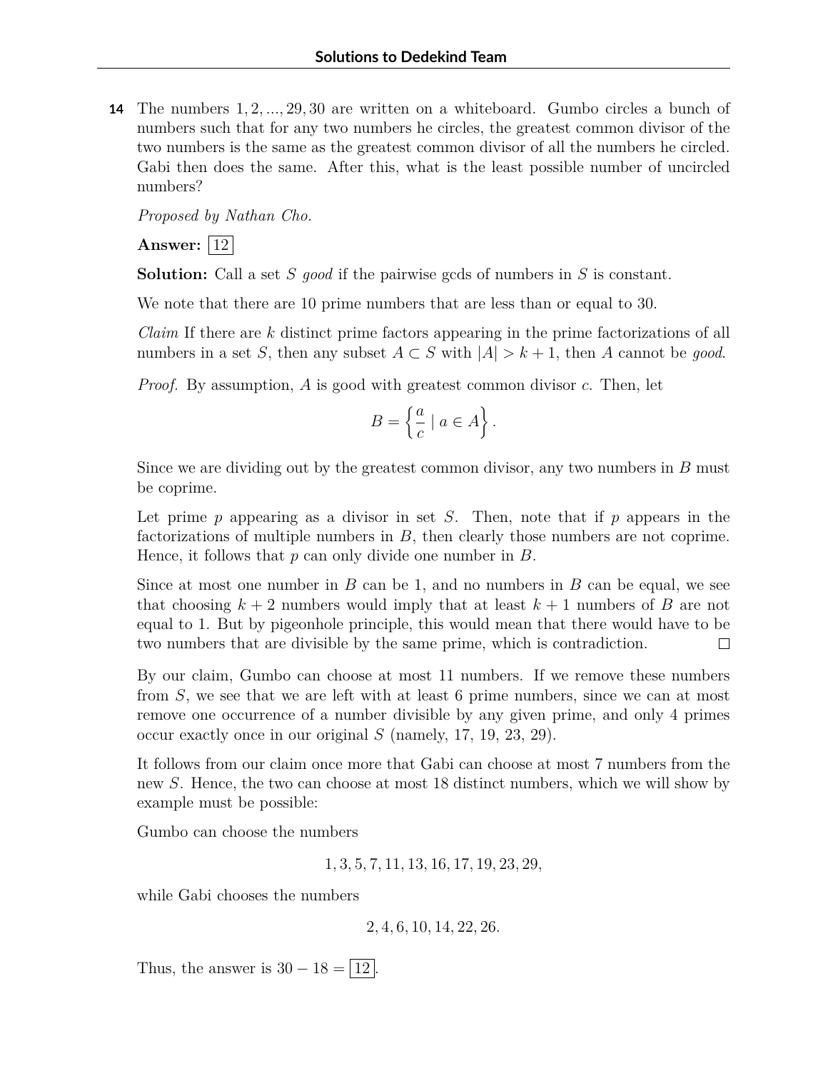**14** The numbers $1, 2, ..., 29, 30$ are written on a whiteboard. Gumbo circles a bunch of numbers such that for any two numbers he circles, the greatest common divisor of the two numbers is the same as the greatest common divisor of all the numbers he circled. Gabi then does the same. After this, what is the least possible number of uncircled numbers?

*Proposed by Nathan Cho.*

**Answer:** $\boxed{12}$

**Solution:** Call a set $S$ *good* if the pairwise gcds of numbers in $S$ is constant.

We note that there are 10 prime numbers that are less than or equal to 30.

*Claim* If there are $k$ distinct prime factors appearing in the prime factorizations of all numbers in a set $S$, then any subset $A \subset S$ with $|A| > k+1$, then $A$ cannot be *good*.

*Proof.* By assumption, $A$ is good with greatest common divisor $c$. Then, let

$$B = \left\{ \frac{a}{c} \mid a \in A \right\}.$$

Since we are dividing out by the greatest common divisor, any two numbers in $B$ must be coprime.

Let prime $p$ appearing as a divisor in set $S$. Then, note that if $p$ appears in the factorizations of multiple numbers in $B$, then clearly those numbers are not coprime. Hence, it follows that $p$ can only divide one number in $B$.

Since at most one number in $B$ can be 1, and no numbers in $B$ can be equal, we see that choosing $k+2$ numbers would imply that at least $k+1$ numbers of $B$ are not equal to 1. But by pigeonhole principle, this would mean that there would have to be two numbers that are divisible by the same prime, which is contradiction. $\square$

By our claim, Gumbo can choose at most 11 numbers. If we remove these numbers from $S$, we see that we are left with at least 6 prime numbers, since we can at most remove one occurrence of a number divisible by any given prime, and only 4 primes occur exactly once in our original $S$ (namely, 17, 19, 23, 29).

It follows from our claim once more that Gabi can choose at most 7 numbers from the new $S$. Hence, the two can choose at most 18 distinct numbers, which we will show by example must be possible:

Gumbo can choose the numbers

$$1, 3, 5, 7, 11, 13, 16, 17, 19, 23, 29,$$

while Gabi chooses the numbers

$$2, 4, 6, 10, 14, 22, 26.$$

Thus, the answer is $30 - 18 = \boxed{12}$.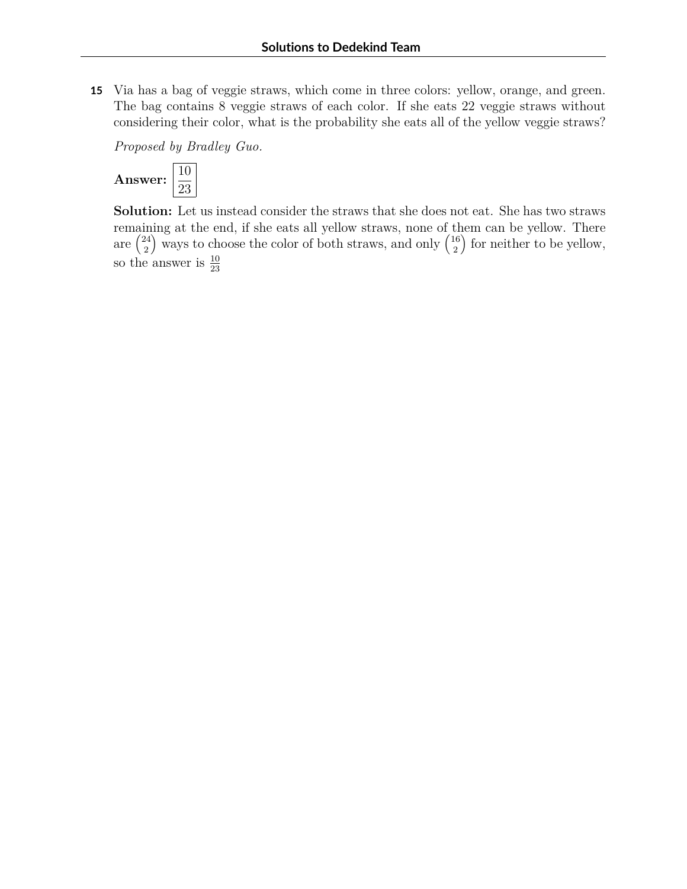**15** Via has a bag of veggie straws, which come in three colors: yellow, orange, and green. The bag contains 8 veggie straws of each color. If she eats 22 veggie straws without considering their color, what is the probability she eats all of the yellow veggie straws?

*Proposed by Bradley Guo.*

**Answer:** $\boxed{\frac{10}{23}}$

**Solution:** Let us instead consider the straws that she does not eat. She has two straws remaining at the end, if she eats all yellow straws, none of them can be yellow. There are $\binom{24}{2}$ ways to choose the color of both straws, and only $\binom{16}{2}$ for neither to be yellow, so the answer is $\frac{10}{23}$